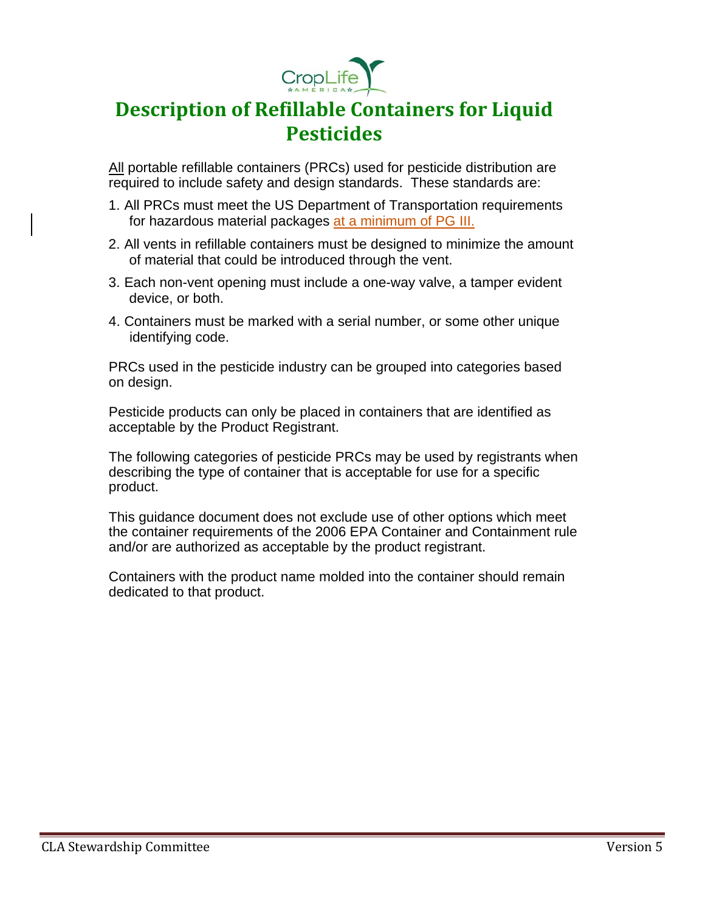# Description of Refillable Containers for Liquid Pesticides

All portable refillable containers (PRCs) used for pesticide distribution are required to include safety and design standards. These standards are:

1. All PRCs must meet the US Department of Transportation requirements for hazardous material packages at a minimum of PG III.
2. All vents in refillable containers must be designed to minimize the amount of material that could be introduced through the vent.
3. Each non-vent opening must include a one-way valve, a tamper evident device, or both.
4. Containers must be marked with a serial number, or some other unique identifying code.

PRCs used in the pesticide industry can be grouped into categories based on design.

Pesticide products can only be placed in containers that are identified as acceptable by the Product Registrant.

The following categories of pesticide PRCs may be used by registrants when describing the type of container that is acceptable for use for a specific product.

This guidance document does not exclude use of other options which meet the container requirements of the 2006 EPA Container and Containment rule and/or are authorized as acceptable by the product registrant.

Containers with the product name molded into the container should remain dedicated to that product.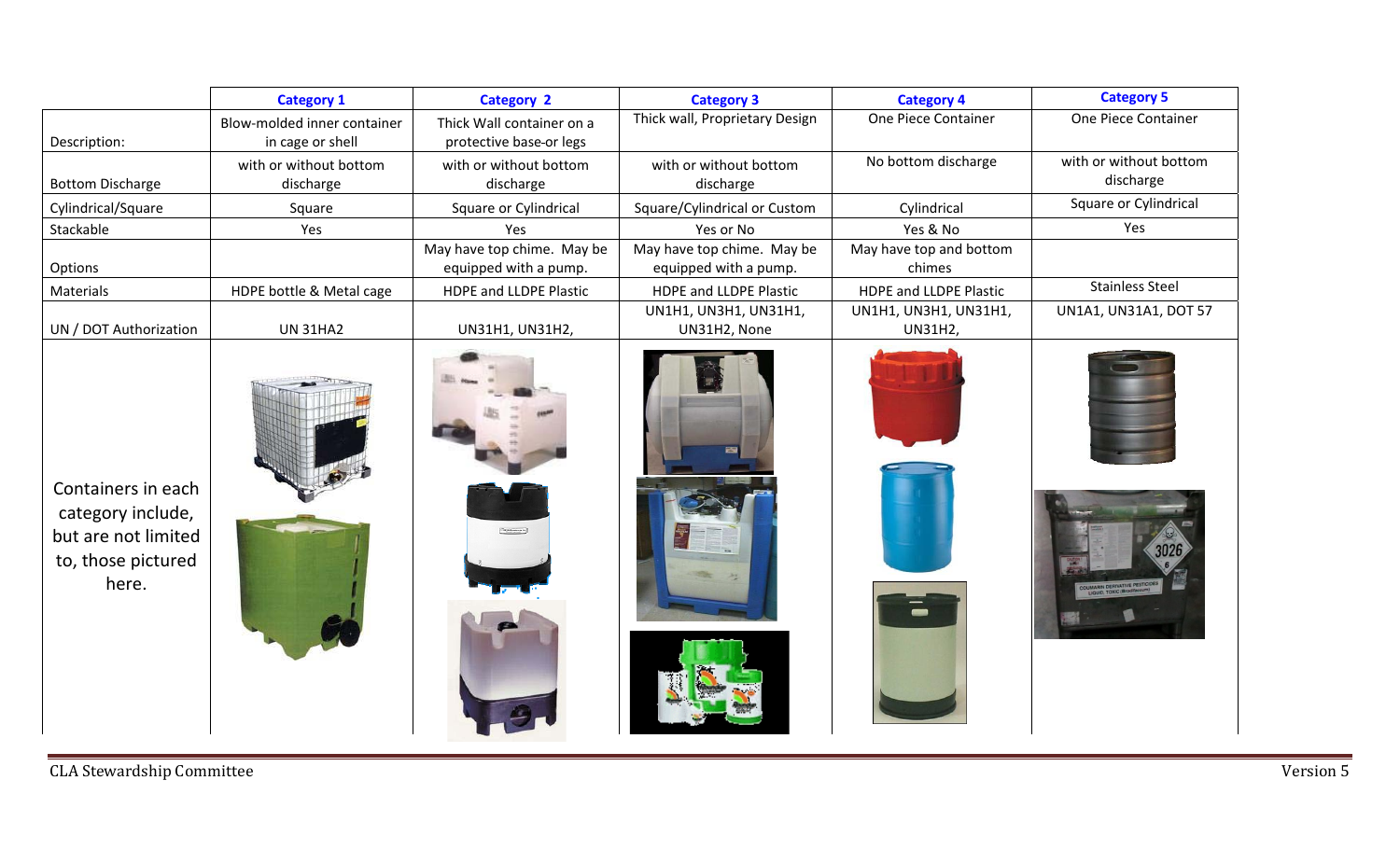| | Category 1 | Category 2 | Category 3 | Category 4 | Category 5 |
|---|---|---|---|---|---|
| Description: | Blow-molded inner container in cage or shell | Thick Wall container on a protective base-or legs | Thick wall, Proprietary Design | One Piece Container | One Piece Container |
| Bottom Discharge | with or without bottom discharge | with or without bottom discharge | with or without bottom discharge | No bottom discharge | with or without bottom discharge |
| Cylindrical/Square | Square | Square or Cylindrical | Square/Cylindrical or Custom | Cylindrical | Square or Cylindrical |
| Stackable | Yes | Yes | Yes or No | Yes & No | Yes |
| Options | | May have top chime. May be equipped with a pump. | May have top chime. May be equipped with a pump. | May have top and bottom chimes | |
| Materials | HDPE bottle & Metal cage | HDPE and LLDPE Plastic | HDPE and LLDPE Plastic | HDPE and LLDPE Plastic | Stainless Steel |
| UN / DOT Authorization | UN 31HA2 | UN31H1, UN31H2, | UN1H1, UN3H1, UN31H1, UN31H2, None | UN1H1, UN3H1, UN31H1, UN31H2, | UN1A1, UN31A1, DOT 57 |
| Containers in each category include, but are not limited to, those pictured here. | | | | | |